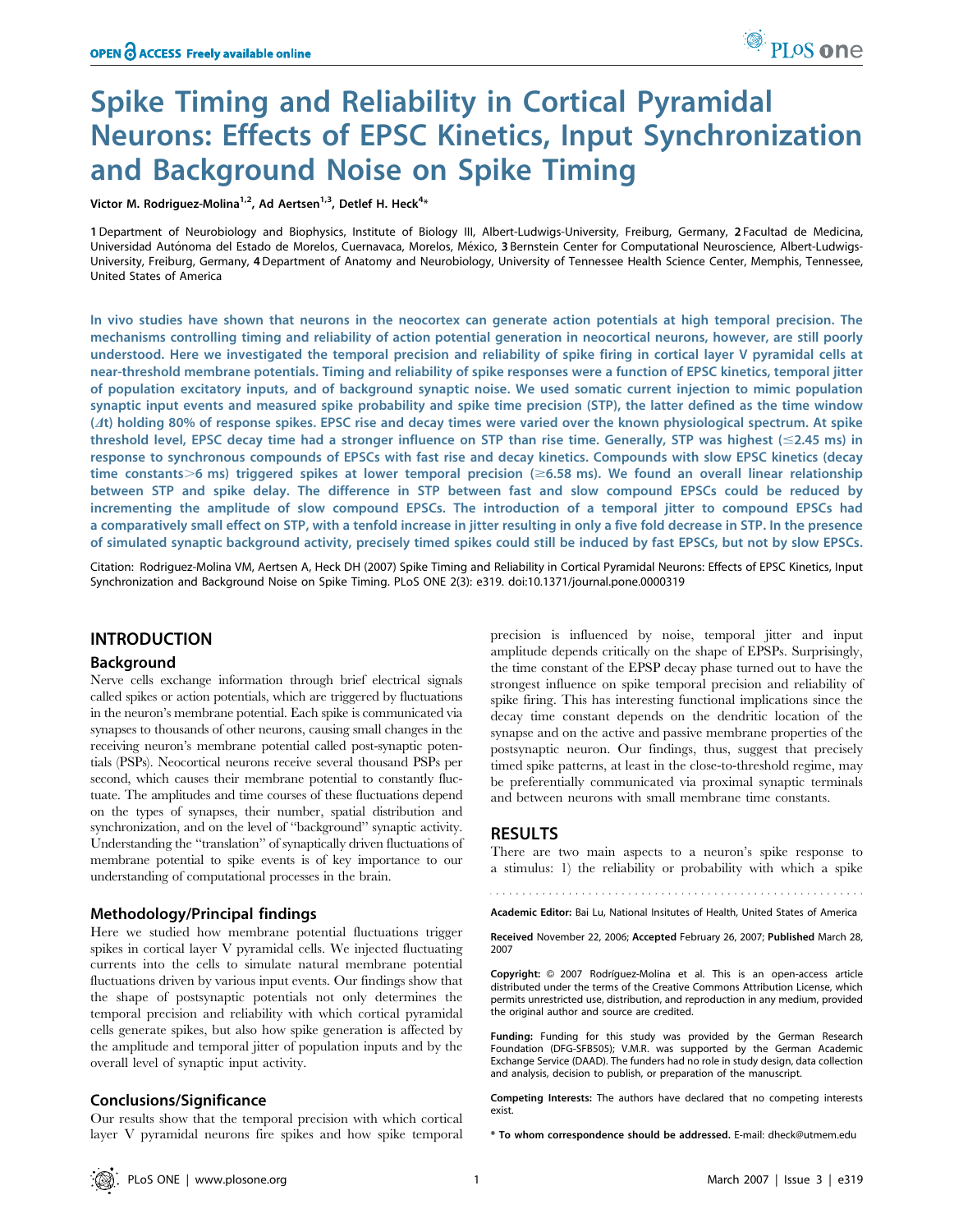# Spike Timing and Reliability in Cortical Pyramidal Neurons: Effects of EPSC Kinetics, Input Synchronization and Background Noise on Spike Timing

Victor M. Rodriguez-Molina[1,2], Ad Aertsen[1,3], Detlef H. Heck[4]*

1 Department of Neurobiology and Biophysics, Institute of Biology III, Albert-Ludwigs-University, Freiburg, Germany, 2 Facultad de Medicina, Universidad Autónoma del Estado de Morelos, Cuernavaca, Morelos, México, 3 Bernstein Center for Computational Neuroscience, Albert-Ludwigs-University, Freiburg, Germany, 4 Department of Anatomy and Neurobiology, University of Tennessee Health Science Center, Memphis, Tennessee, United States of America

**In vivo studies have shown that neurons in the neocortex can generate action potentials at high temporal precision. The mechanisms controlling timing and reliability of action potential generation in neocortical neurons, however, are still poorly understood. Here we investigated the temporal precision and reliability of spike firing in cortical layer V pyramidal cells at near-threshold membrane potentials. Timing and reliability of spike responses were a function of EPSC kinetics, temporal jitter of population excitatory inputs, and of background synaptic noise. We used somatic current injection to mimic population synaptic input events and measured spike probability and spike time precision (STP), the latter defined as the time window ($\Delta$t) holding 80% of response spikes. EPSC rise and decay times were varied over the known physiological spectrum. At spike threshold level, EPSC decay time had a stronger influence on STP than rise time. Generally, STP was highest ($\leq$2.45 ms) in response to synchronous compounds of EPSCs with fast rise and decay kinetics. Compounds with slow EPSC kinetics (decay time constants>6 ms) triggered spikes at lower temporal precision ($\geq$6.58 ms). We found an overall linear relationship between STP and spike delay. The difference in STP between fast and slow compound EPSCs could be reduced by incrementing the amplitude of slow compound EPSCs. The introduction of a temporal jitter to compound EPSCs had a comparatively small effect on STP, with a tenfold increase in jitter resulting in only a five fold decrease in STP. In the presence of simulated synaptic background activity, precisely timed spikes could still be induced by fast EPSCs, but not by slow EPSCs.**

Citation: Rodriguez-Molina VM, Aertsen A, Heck DH (2007) Spike Timing and Reliability in Cortical Pyramidal Neurons: Effects of EPSC Kinetics, Input Synchronization and Background Noise on Spike Timing. PLoS ONE 2(3): e319. doi:10.1371/journal.pone.0000319

## INTRODUCTION

### Background

Nerve cells exchange information through brief electrical signals called spikes or action potentials, which are triggered by fluctuations in the neuron's membrane potential. Each spike is communicated via synapses to thousands of other neurons, causing small changes in the receiving neuron's membrane potential called post-synaptic potentials (PSPs). Neocortical neurons receive several thousand PSPs per second, which causes their membrane potential to constantly fluctuate. The amplitudes and time courses of these fluctuations depend on the types of synapses, their number, spatial distribution and synchronization, and on the level of "background" synaptic activity. Understanding the "translation" of synaptically driven fluctuations of membrane potential to spike events is of key importance to our understanding of computational processes in the brain.

### Methodology/Principal findings

Here we studied how membrane potential fluctuations trigger spikes in cortical layer V pyramidal cells. We injected fluctuating currents into the cells to simulate natural membrane potential fluctuations driven by various input events. Our findings show that the shape of postsynaptic potentials not only determines the temporal precision and reliability with which cortical pyramidal cells generate spikes, but also how spike generation is affected by the amplitude and temporal jitter of population inputs and by the overall level of synaptic input activity.

### Conclusions/Significance

Our results show that the temporal precision with which cortical layer V pyramidal neurons fire spikes and how spike temporal precision is influenced by noise, temporal jitter and input amplitude depends critically on the shape of EPSPs. Surprisingly, the time constant of the EPSP decay phase turned out to have the strongest influence on spike temporal precision and reliability of spike firing. This has interesting functional implications since the decay time constant depends on the dendritic location of the synapse and on the active and passive membrane properties of the postsynaptic neuron. Our findings, thus, suggest that precisely timed spike patterns, at least in the close-to-threshold regime, may be preferentially communicated via proximal synaptic terminals and between neurons with small membrane time constants.

## RESULTS

There are two main aspects to a neuron's spike response to a stimulus: 1) the reliability or probability with which a spike

Academic Editor: Bai Lu, National Insitutes of Health, United States of America

Received November 22, 2006; Accepted February 26, 2007; Published March 28, 2007

Copyright: © 2007 Rodríguez-Molina et al. This is an open-access article distributed under the terms of the Creative Commons Attribution License, which permits unrestricted use, distribution, and reproduction in any medium, provided the original author and source are credited.

Funding: Funding for this study was provided by the German Research Foundation (DFG-SFB505); V.M.R. was supported by the German Academic Exchange Service (DAAD). The funders had no role in study design, data collection and analysis, decision to publish, or preparation of the manuscript.

Competing Interests: The authors have declared that no competing interests exist.

\* To whom correspondence should be addressed. E-mail: dheck@utmem.edu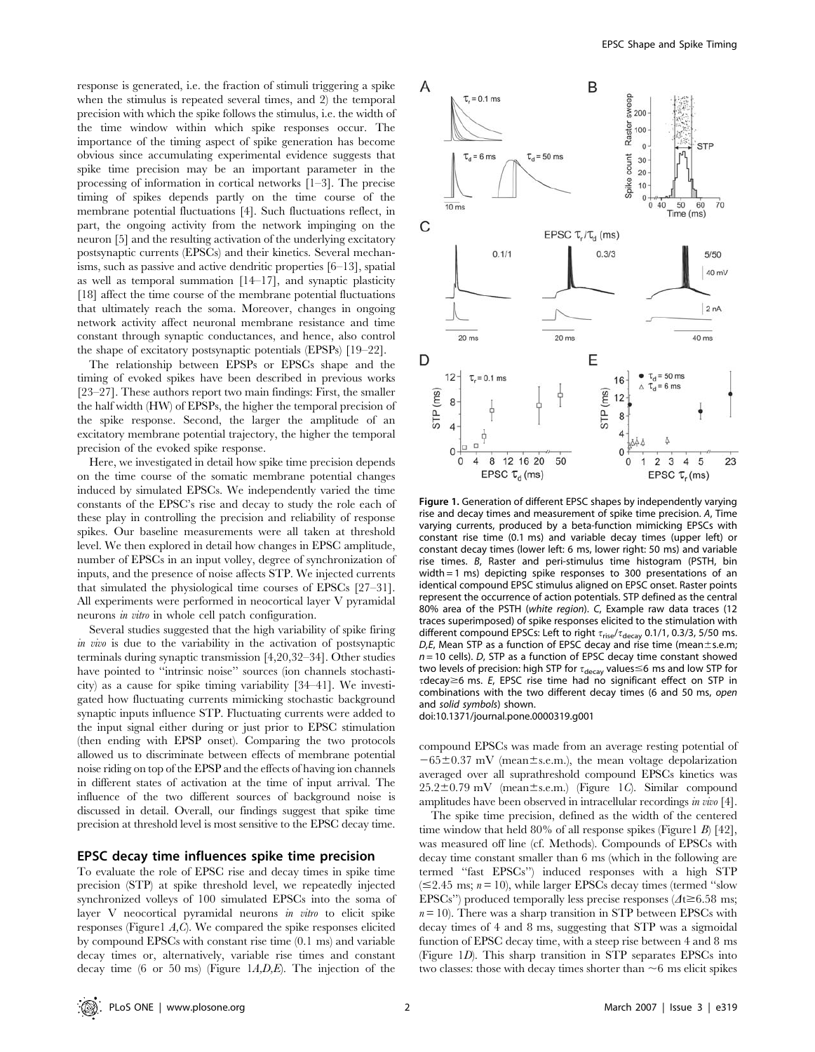response is generated, i.e. the fraction of stimuli triggering a spike when the stimulus is repeated several times, and 2) the temporal precision with which the spike follows the stimulus, i.e. the width of the time window within which spike responses occur. The importance of the timing aspect of spike generation has become obvious since accumulating experimental evidence suggests that spike time precision may be an important parameter in the processing of information in cortical networks [1–3]. The precise timing of spikes depends partly on the time course of the membrane potential fluctuations [4]. Such fluctuations reflect, in part, the ongoing activity from the network impinging on the neuron [5] and the resulting activation of the underlying excitatory postsynaptic currents (EPSCs) and their kinetics. Several mechanisms, such as passive and active dendritic properties [6–13], spatial as well as temporal summation [14–17], and synaptic plasticity [18] affect the time course of the membrane potential fluctuations that ultimately reach the soma. Moreover, changes in ongoing network activity affect neuronal membrane resistance and time constant through synaptic conductances, and hence, also control the shape of excitatory postsynaptic potentials (EPSPs) [19–22].

The relationship between EPSPs or EPSCs shape and the timing of evoked spikes have been described in previous works [23–27]. These authors report two main findings: First, the smaller the half width (HW) of EPSPs, the higher the temporal precision of the spike response. Second, the larger the amplitude of an excitatory membrane potential trajectory, the higher the temporal precision of the evoked spike response.

Here, we investigated in detail how spike time precision depends on the time course of the somatic membrane potential changes induced by simulated EPSCs. We independently varied the time constants of the EPSC's rise and decay to study the role each of these play in controlling the precision and reliability of response spikes. Our baseline measurements were all taken at threshold level. We then explored in detail how changes in EPSC amplitude, number of EPSCs in an input volley, degree of synchronization of inputs, and the presence of noise affects STP. We injected currents that simulated the physiological time courses of EPSCs [27–31]. All experiments were performed in neocortical layer V pyramidal neurons *in vitro* in whole cell patch configuration.

Several studies suggested that the high variability of spike firing *in vivo* is due to the variability in the activation of postsynaptic terminals during synaptic transmission [4,20,32–34]. Other studies have pointed to "intrinsic noise" sources (ion channels stochasticity) as a cause for spike timing variability [34–41]. We investigated how fluctuating currents mimicking stochastic background synaptic inputs influence STP. Fluctuating currents were added to the input signal either during or just prior to EPSC stimulation (then ending with EPSP onset). Comparing the two protocols allowed us to discriminate between effects of membrane potential noise riding on top of the EPSP and the effects of having ion channels in different states of activation at the time of input arrival. The influence of the two different sources of background noise is discussed in detail. Overall, our findings suggest that spike time precision at threshold level is most sensitive to the EPSC decay time.

## EPSC decay time influences spike time precision

To evaluate the role of EPSC rise and decay times in spike time precision (STP) at spike threshold level, we repeatedly injected synchronized volleys of 100 simulated EPSCs into the soma of layer V neocortical pyramidal neurons *in vitro* to elicit spike responses (Figure1 *A,C*). We compared the spike responses elicited by compound EPSCs with constant rise time (0.1 ms) and variable decay times or, alternatively, variable rise times and constant decay time (6 or 50 ms) (Figure 1*A,D,E*). The injection of the

A
$\tau_r$ = 0.1 ms
$\tau_d$ = 6 ms
$\tau_d$ = 50 ms
10 ms

B
Raster sweep
200
100
0
Spike count
30
20
10
0
0 40 50 60 70
Time (ms)
STP

C
EPSC $\tau_r/\tau_d$ (ms)
0.1/1
0.3/3
5/50
40 mV
2 nA
20 ms
20 ms
40 ms

D
$\tau_r$ = 0.1 ms
STP (ms)
12
8
4
0
0 4 8 12 16 20 50
EPSC $\tau_d$ (ms)

E
$\tau_d$ = 50 ms
$\tau_d$ = 6 ms
STP (ms)
16
12
8
4
0
0 1 2 3 4 5 23
EPSC $\tau_r$ (ms)

**Figure 1. Generation of different EPSC shapes by independently varying rise and decay times and measurement of spike time precision.** *A*, Time varying currents, produced by a beta-function mimicking EPSCs with constant rise time (0.1 ms) and variable decay times (upper left) or constant decay times (lower left: 6 ms, lower right: 50 ms) and variable rise times. *B*, Raster and peri-stimulus time histogram (PSTH, bin width = 1 ms) depicting spike responses to 300 presentations of an identical compound EPSC stimulus aligned on EPSC onset. Raster points represent the occurrence of action potentials. STP defined as the central 80% area of the PSTH (*white region*). *C*, Example raw data traces (12 traces superimposed) of spike responses elicited to the stimulation with different compound EPSCs: Left to right $\tau_{rise}/\tau_{decay}$ 0.1/1, 0.3/3, 5/50 ms. *D,E*, Mean STP as a function of EPSC decay and rise time (mean±s.e.m; $n$ = 10 cells). *D*, STP as a function of EPSC decay time constant showed two levels of precision: high STP for $\tau_{decay}$ values≤6 ms and low STP for $\tau$decay≥6 ms. *E*, EPSC rise time had no significant effect on STP in combinations with the two different decay times (6 and 50 ms, *open* and *solid symbols*) shown.
doi:10.1371/journal.pone.0000319.g001

compound EPSCs was made from an average resting potential of −65±0.37 mV (mean±s.e.m.), the mean voltage depolarization averaged over all suprathreshold compound EPSCs kinetics was 25.2±0.79 mV (mean±s.e.m.) (Figure 1*C*). Similar compound amplitudes have been observed in intracellular recordings *in vivo* [4].

The spike time precision, defined as the width of the centered time window that held 80% of all response spikes (Figure1 *B*) [42], was measured off line (cf. Methods). Compounds of EPSCs with decay time constant smaller than 6 ms (which in the following are termed "fast EPSCs") induced responses with a high STP (≤2.45 ms; $n$ = 10), while larger EPSCs decay times (termed "slow EPSCs") produced temporally less precise responses ($\Delta$t≥6.58 ms; $n$ = 10). There was a sharp transition in STP between EPSCs with decay times of 4 and 8 ms, suggesting that STP was a sigmoidal function of EPSC decay time, with a steep rise between 4 and 8 ms (Figure 1*D*). This sharp transition in STP separates EPSCs into two classes: those with decay times shorter than ~6 ms elicit spikes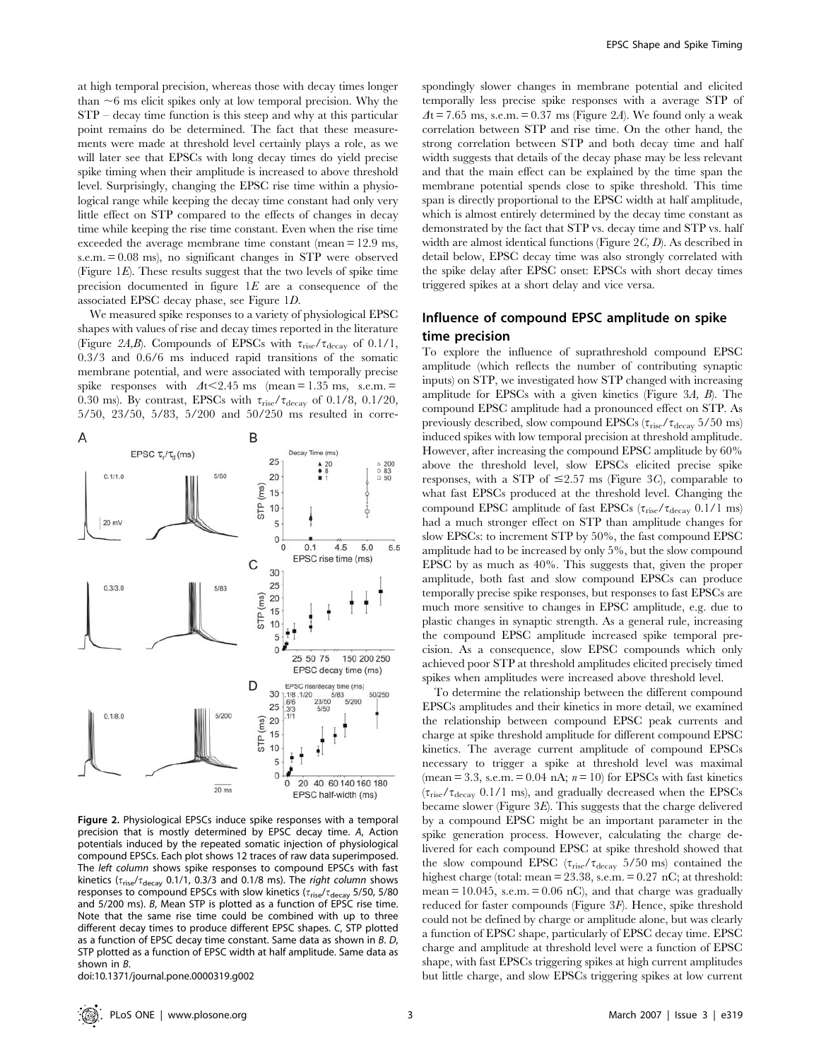at high temporal precision, whereas those with decay times longer than ~6 ms elicit spikes only at low temporal precision. Why the STP – decay time function is this steep and why at this particular point remains do be determined. The fact that these measurements were made at threshold level certainly plays a role, as we will later see that EPSCs with long decay times do yield precise spike timing when their amplitude is increased to above threshold level. Surprisingly, changing the EPSC rise time within a physiological range while keeping the decay time constant had only very little effect on STP compared to the effects of changes in decay time while keeping the rise time constant. Even when the rise time exceeded the average membrane time constant (mean = 12.9 ms, s.e.m. = 0.08 ms), no significant changes in STP were observed (Figure 1*E*). These results suggest that the two levels of spike time precision documented in figure 1*E* are a consequence of the associated EPSC decay phase, see Figure 1*D*.

We measured spike responses to a variety of physiological EPSC shapes with values of rise and decay times reported in the literature (Figure 2*A*,*B*). Compounds of EPSCs with $\tau_{rise}/\tau_{decay}$ of 0.1/1, 0.3/3 and 0.6/6 ms induced rapid transitions of the somatic membrane potential, and were associated with temporally precise spike responses with $\Delta t < 2.45$ ms (mean = 1.35 ms, s.e.m. = 0.30 ms). By contrast, EPSCs with $\tau_{rise}/\tau_{decay}$ of 0.1/8, 0.1/20, 5/50, 23/50, 5/83, 5/200 and 50/250 ms resulted in correspondingly slower changes in membrane potential and elicited temporally less precise spike responses with a average STP of $\Delta t = 7.65$ ms, s.e.m. = 0.37 ms (Figure 2*A*). We found only a weak correlation between STP and rise time. On the other hand, the strong correlation between STP and both decay time and half width suggests that details of the decay phase may be less relevant and that the main effect can be explained by the time span the membrane potential spends close to spike threshold. This time span is directly proportional to the EPSC width at half amplitude, which is almost entirely determined by the decay time constant as demonstrated by the fact that STP vs. decay time and STP vs. half width are almost identical functions (Figure 2*C*, *D*). As described in detail below, EPSC decay time was also strongly correlated with the spike delay after EPSC onset: EPSCs with short decay times triggered spikes at a short delay and vice versa.

**Figure 2.** Physiological EPSCs induce spike responses with a temporal precision that is mostly determined by EPSC decay time. *A*, Action potentials induced by the repeated somatic injection of physiological compound EPSCs. Each plot shows 12 traces of raw data superimposed. The *left column* shows spike responses to compound EPSCs with fast kinetics ($\tau_{rise}/\tau_{decay}$ 0.1/1, 0.3/3 and 0.1/8 ms). The *right column* shows responses to compound EPSCs with slow kinetics ($\tau_{rise}/\tau_{decay}$ 5/50, 5/80 and 5/200 ms). *B*, Mean STP is plotted as a function of EPSC rise time. Note that the same rise time could be combined with up to three different decay times to produce different EPSC shapes. *C*, STP plotted as a function of EPSC decay time constant. Same data as shown in *B*. *D*, STP plotted as a function of EPSC width at half amplitude. Same data as shown in *B*.
doi:10.1371/journal.pone.0000319.g002

## Influence of compound EPSC amplitude on spike time precision

To explore the influence of suprathreshold compound EPSC amplitude (which reflects the number of contributing synaptic inputs) on STP, we investigated how STP changed with increasing amplitude for EPSCs with a given kinetics (Figure 3*A*, *B*). The compound EPSC amplitude had a pronounced effect on STP. As previously described, slow compound EPSCs ($\tau_{rise}/\tau_{decay}$ 5/50 ms) induced spikes with low temporal precision at threshold amplitude. However, after increasing the compound EPSC amplitude by 60% above the threshold level, slow EPSCs elicited precise spike responses, with a STP of ≤2.57 ms (Figure 3*C*), comparable to what fast EPSCs produced at the threshold level. Changing the compound EPSC amplitude of fast EPSCs ($\tau_{rise}/\tau_{decay}$ 0.1/1 ms) had a much stronger effect on STP than amplitude changes for slow EPSCs: to increment STP by 50%, the fast compound EPSC amplitude had to be increased by only 5%, but the slow compound EPSC by as much as 40%. This suggests that, given the proper amplitude, both fast and slow compound EPSCs can produce temporally precise spike responses, but responses to fast EPSCs are much more sensitive to changes in EPSC amplitude, e.g. due to plastic changes in synaptic strength. As a general rule, increasing the compound EPSC amplitude increased spike temporal precision. As a consequence, slow EPSC compounds which only achieved poor STP at threshold amplitudes elicited precisely timed spikes when amplitudes were increased above threshold level.

To determine the relationship between the different compound EPSCs amplitudes and their kinetics in more detail, we examined the relationship between compound EPSC peak currents and charge at spike threshold amplitude for different compound EPSC kinetics. The average current amplitude of compound EPSCs necessary to trigger a spike at threshold level was maximal (mean = 3.3, s.e.m. = 0.04 nA; $n = 10$) for EPSCs with fast kinetics ($\tau_{rise}/\tau_{decay}$ 0.1/1 ms), and gradually decreased when the EPSCs became slower (Figure 3*E*). This suggests that the charge delivered by a compound EPSC might be an important parameter in the spike generation process. However, calculating the charge delivered for each compound EPSC at spike threshold showed that the slow compound EPSC ($\tau_{rise}/\tau_{decay}$ 5/50 ms) contained the highest charge (total: mean = 23.38, s.e.m. = 0.27 nC; at threshold: mean = 10.045, s.e.m. = 0.06 nC), and that charge was gradually reduced for faster compounds (Figure 3*F*). Hence, spike threshold could not be defined by charge or amplitude alone, but was clearly a function of EPSC shape, particularly of EPSC decay time. EPSC charge and amplitude at threshold level were a function of EPSC shape, with fast EPSCs triggering spikes at high current amplitudes but little charge, and slow EPSCs triggering spikes at low current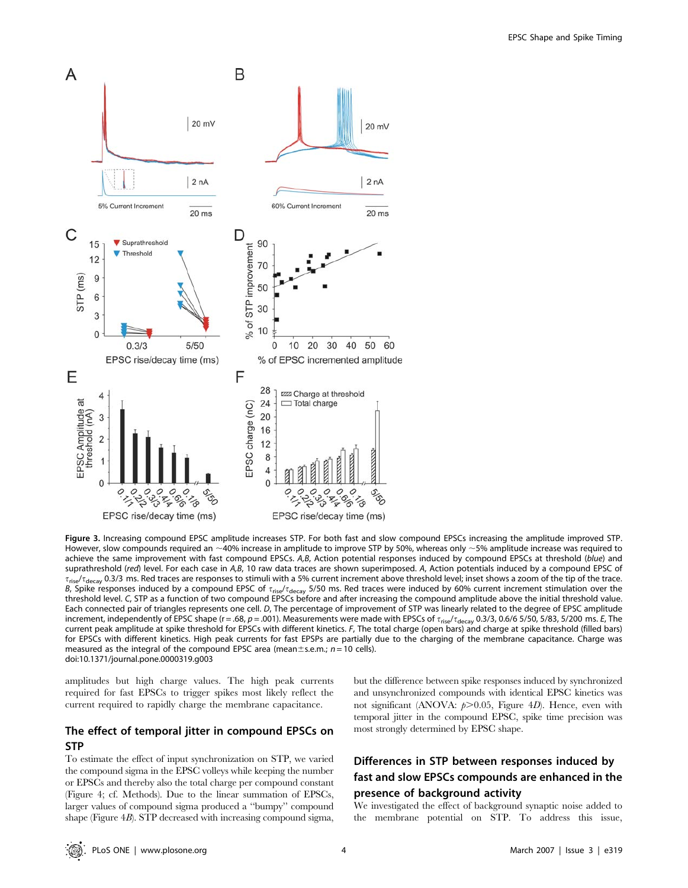**Figure 3.** Increasing compound EPSC amplitude increases STP. For both fast and slow compound EPSCs increasing the amplitude improved STP. However, slow compounds required an ~40% increase in amplitude to improve STP by 50%, whereas only ~5% amplitude increase was required to achieve the same improvement with fast compound EPSCs. *A,B*, Action potential responses induced by compound EPSCs at threshold (*blue*) and suprathreshold (*red*) level. For each case in *A,B*, 10 raw data traces are shown superimposed. *A*, Action potentials induced by a compound EPSC of $\tau_{rise}/\tau_{decay}$ 0.3/3 ms. Red traces are responses to stimuli with a 5% current increment above threshold level; inset shows a zoom of the tip of the trace. *B*, Spike responses induced by a compound EPSC of $\tau_{rise}/\tau_{decay}$ 5/50 ms. Red traces were induced by 60% current increment stimulation over the threshold level. *C*, STP as a function of two compound EPSCs before and after increasing the compound amplitude above the initial threshold value. Each connected pair of triangles represents one cell. *D*, The percentage of improvement of STP was linearly related to the degree of EPSC amplitude increment, independently of EPSC shape ($r = .68$, $p = .001$). Measurements were made with EPSCs of $\tau_{rise}/\tau_{decay}$ 0.3/3, 0.6/6 5/50, 5/83, 5/200 ms. *E*, The current peak amplitude at spike threshold for EPSCs with different kinetics. *F*, The total charge (open bars) and charge at spike threshold (filled bars) for EPSCs with different kinetics. High peak currents for fast EPSPs are partially due to the charging of the membrane capacitance. Charge was measured as the integral of the compound EPSC area (mean±s.e.m.; $n = 10$ cells).
doi:10.1371/journal.pone.0000319.g003

amplitudes but high charge values. The high peak currents required for fast EPSCs to trigger spikes most likely reflect the current required to rapidly charge the membrane capacitance.

## The effect of temporal jitter in compound EPSCs on STP

To estimate the effect of input synchronization on STP, we varied the compound sigma in the EPSC volleys while keeping the number or EPSCs and thereby also the total charge per compound constant (Figure 4; cf. Methods). Due to the linear summation of EPSCs, larger values of compound sigma produced a "bumpy" compound shape (Figure 4*B*). STP decreased with increasing compound sigma, but the difference between spike responses induced by synchronized and unsynchronized compounds with identical EPSC kinetics was not significant (ANOVA: $p>0.05$, Figure 4*D*). Hence, even with temporal jitter in the compound EPSC, spike time precision was most strongly determined by EPSC shape.

## Differences in STP between responses induced by fast and slow EPSCs compounds are enhanced in the presence of background activity

We investigated the effect of background synaptic noise added to the membrane potential on STP. To address this issue,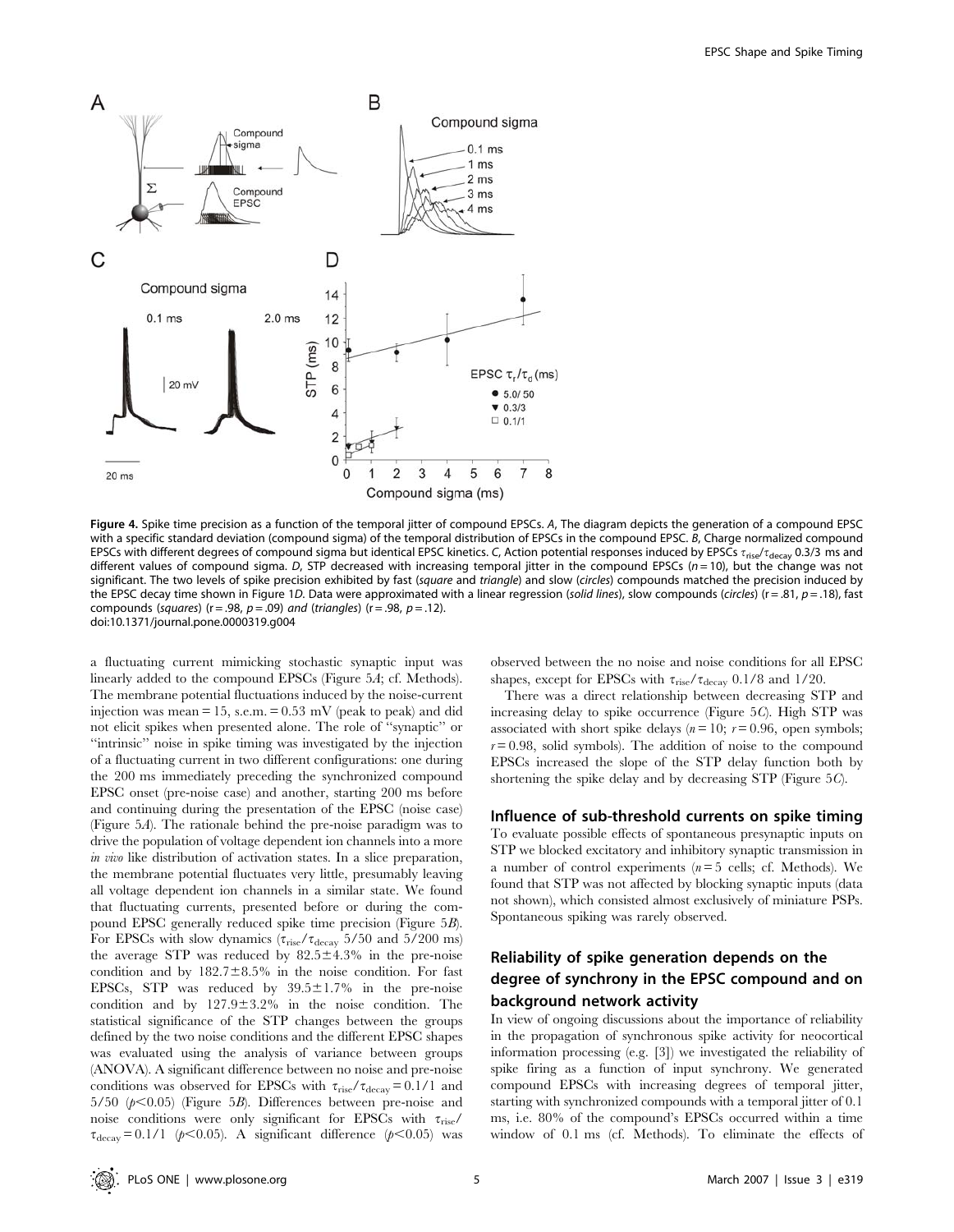**Figure 4.** Spike time precision as a function of the temporal jitter of compound EPSCs. *A*, The diagram depicts the generation of a compound EPSC with a specific standard deviation (compound sigma) of the temporal distribution of EPSCs in the compound EPSC. *B*, Charge normalized compound EPSCs with different degrees of compound sigma but identical EPSC kinetics. *C*, Action potential responses induced by EPSCs $\tau_{rise}/\tau_{decay}$ 0.3/3 ms and different values of compound sigma. *D*, STP decreased with increasing temporal jitter in the compound EPSCs ($n = 10$), but the change was not significant. The two levels of spike precision exhibited by fast (*square* and *triangle*) and slow (*circles*) compounds matched the precision induced by the EPSC decay time shown in Figure 1*D*. Data were approximated with a linear regression (*solid lines*), slow compounds (*circles*) ($r = .81$, $p = .18$), fast compounds (*squares*) ($r = .98$, $p = .09$) *and* (*triangles*) ($r = .98$, $p = .12$).
doi:10.1371/journal.pone.0000319.g004

a fluctuating current mimicking stochastic synaptic input was linearly added to the compound EPSCs (Figure 5*A*; cf. Methods). The membrane potential fluctuations induced by the noise-current injection was mean = 15, s.e.m. = 0.53 mV (peak to peak) and did not elicit spikes when presented alone. The role of "synaptic" or "intrinsic" noise in spike timing was investigated by the injection of a fluctuating current in two different configurations: one during the 200 ms immediately preceding the synchronized compound EPSC onset (pre-noise case) and another, starting 200 ms before and continuing during the presentation of the EPSC (noise case) (Figure 5*A*). The rationale behind the pre-noise paradigm was to drive the population of voltage dependent ion channels into a more *in vivo* like distribution of activation states. In a slice preparation, the membrane potential fluctuates very little, presumably leaving all voltage dependent ion channels in a similar state. We found that fluctuating currents, presented before or during the compound EPSC generally reduced spike time precision (Figure 5*B*). For EPSCs with slow dynamics ($\tau_{rise}/\tau_{decay}$ 5/50 and 5/200 ms) the average STP was reduced by 82.5±4.3% in the pre-noise condition and by 182.7±8.5% in the noise condition. For fast EPSCs, STP was reduced by 39.5±1.7% in the pre-noise condition and by 127.9±3.2% in the noise condition. The statistical significance of the STP changes between the groups defined by the two noise conditions and the different EPSC shapes was evaluated using the analysis of variance between groups (ANOVA). A significant difference between no noise and pre-noise conditions was observed for EPSCs with $\tau_{rise}/\tau_{decay} = 0.1/1$ and 5/50 ($p<0.05$) (Figure 5*B*). Differences between pre-noise and noise conditions were only significant for EPSCs with $\tau_{rise}/\tau_{decay} = 0.1/1$ ($p<0.05$). A significant difference ($p<0.05$) was observed between the no noise and noise conditions for all EPSC shapes, except for EPSCs with $\tau_{rise}/\tau_{decay}$ 0.1/8 and 1/20.

There was a direct relationship between decreasing STP and increasing delay to spike occurrence (Figure 5*C*). High STP was associated with short spike delays ($n = 10$; $r = 0.96$, open symbols; $r = 0.98$, solid symbols). The addition of noise to the compound EPSCs increased the slope of the STP delay function both by shortening the spike delay and by decreasing STP (Figure 5*C*).

### Influence of sub-threshold currents on spike timing

To evaluate possible effects of spontaneous presynaptic inputs on STP we blocked excitatory and inhibitory synaptic transmission in a number of control experiments ($n = 5$ cells; cf. Methods). We found that STP was not affected by blocking synaptic inputs (data not shown), which consisted almost exclusively of miniature PSPs. Spontaneous spiking was rarely observed.

## Reliability of spike generation depends on the degree of synchrony in the EPSC compound and on background network activity

In view of ongoing discussions about the importance of reliability in the propagation of synchronous spike activity for neocortical information processing (e.g. [3]) we investigated the reliability of spike firing as a function of input synchrony. We generated compound EPSCs with increasing degrees of temporal jitter, starting with synchronized compounds with a temporal jitter of 0.1 ms, i.e. 80% of the compound's EPSCs occurred within a time window of 0.1 ms (cf. Methods). To eliminate the effects of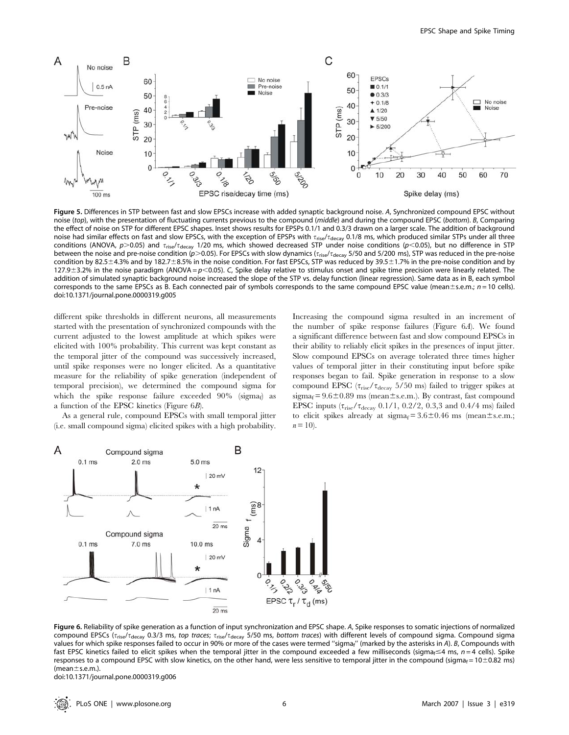**Figure 5.** Differences in STP between fast and slow EPSCs increase with added synaptic background noise. *A*, Synchronized compound EPSC without noise (*top*), with the presentation of fluctuating currents previous to the compound (*middle*) and during the compound EPSC (*bottom*). *B*, Comparing the effect of noise on STP for different EPSC shapes. Inset shows results for EPSPs 0.1/1 and 0.3/3 drawn on a larger scale. The addition of background noise had similar effects on fast and slow EPSCs, with the exception of EPSPs with $\tau_{rise}/\tau_{decay}$ 0.1/8 ms, which produced similar STPs under all three conditions (ANOVA, $p>0.05$) and $\tau_{rise}/\tau_{decay}$ 1/20 ms, which showed decreased STP under noise conditions ($p<0.05$), but no difference in STP between the noise and pre-noise condition ($p>0.05$). For EPSCs with slow dynamics ($\tau_{rise}/\tau_{decay}$ 5/50 and 5/200 ms), STP was reduced in the pre-noise condition by 82.5±4.3% and by 182.7±8.5% in the noise condition. For fast EPSCs, STP was reduced by 39.5±1.7% in the pre-noise condition and by 127.9±3.2% in the noise paradigm (ANOVA = $p<0.05$). *C*, Spike delay relative to stimulus onset and spike time precision were linearly related. The addition of simulated synaptic background noise increased the slope of the STP vs. delay function (linear regression). Same data as in B, each symbol corresponds to the same EPSCs as B. Each connected pair of symbols corresponds to the same compound EPSC value (mean±s.e.m.; $n = 10$ cells).
doi:10.1371/journal.pone.0000319.g005

different spike thresholds in different neurons, all measurements started with the presentation of synchronized compounds with the current adjusted to the lowest amplitude at which spikes were elicited with 100% probability. This current was kept constant as the temporal jitter of the compound was successively increased, until spike responses were no longer elicited. As a quantitative measure for the reliability of spike generation (independent of temporal precision), we determined the compound sigma for which the spike response failure exceeded 90% ($\text{sigma}_f$) as a function of the EPSC kinetics (Figure 6*B*).

As a general rule, compound EPSCs with small temporal jitter (i.e. small compound sigma) elicited spikes with a high probability. Increasing the compound sigma resulted in an increment of the number of spike response failures (Figure 6*A*). We found a significant difference between fast and slow compound EPSCs in their ability to reliably elicit spikes in the presences of input jitter. Slow compound EPSCs on average tolerated three times higher values of temporal jitter in their constituting input before spike responses began to fail. Spike generation in response to a slow compound EPSC ($\tau_{rise}/\tau_{decay}$ 5/50 ms) failed to trigger spikes at $\text{sigma}_f = 9.6\pm0.89$ ms (mean±s.e.m.). By contrast, fast compound EPSC inputs ($\tau_{rise}/\tau_{decay}$ 0.1/1, 0.2/2, 0.3,3 and 0.4/4 ms) failed to elicit spikes already at $\text{sigma}_f = 3.6\pm0.46$ ms (mean±s.e.m.; $n = 10$).

**Figure 6.** Reliability of spike generation as a function of input synchronization and EPSC shape. *A*, Spike responses to somatic injections of normalized compound EPSCs ($\tau_{rise}/\tau_{decay}$ 0.3/3 ms, *top traces*; $\tau_{rise}/\tau_{decay}$ 5/50 ms, *bottom traces*) with different levels of compound sigma. Compound sigma values for which spike responses failed to occur in 90% or more of the cases were termed "$\text{sigma}_f$" (marked by the asterisks in *A*). *B*, Compounds with fast EPSC kinetics failed to elicit spikes when the temporal jitter in the compound exceeded a few milliseconds ($\text{sigma}_f \leq 4$ ms, $n = 4$ cells). Spike responses to a compound EPSC with slow kinetics, on the other hand, were less sensitive to temporal jitter in the compound ($\text{sigma}_f = 10\pm0.82$ ms) (mean±s.e.m.).
doi:10.1371/journal.pone.0000319.g006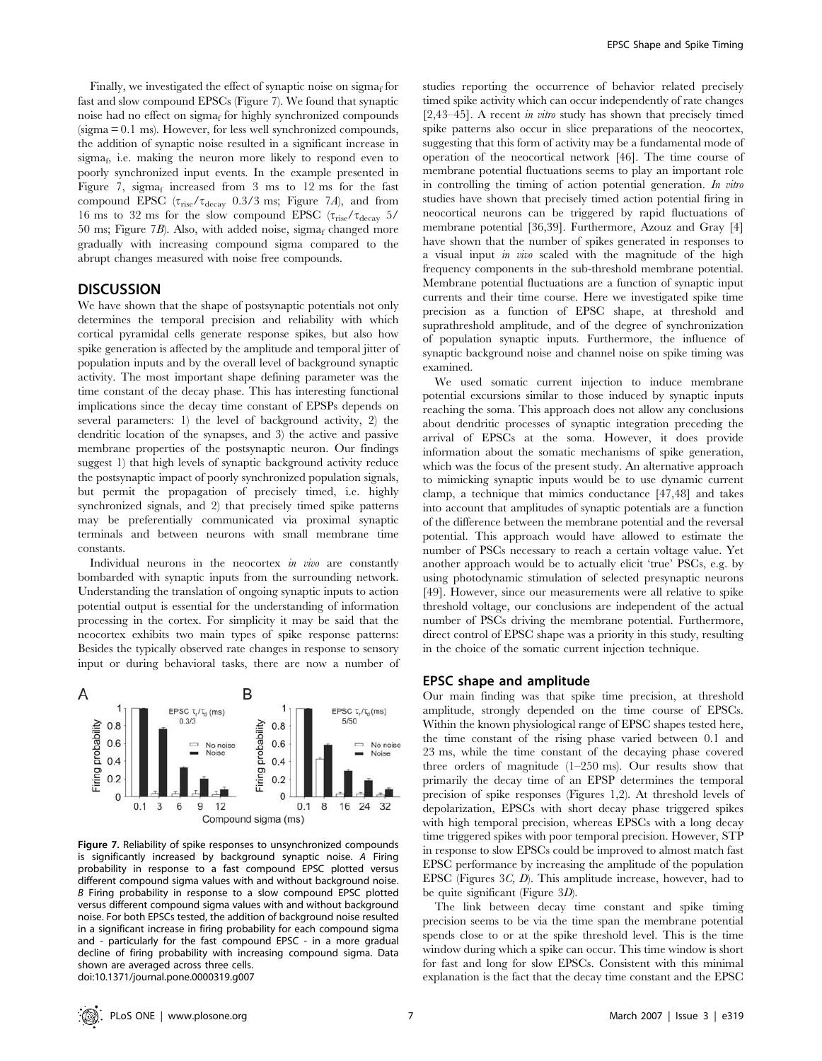Finally, we investigated the effect of synaptic noise on sigma$_f$ for fast and slow compound EPSCs (Figure 7). We found that synaptic noise had no effect on sigma$_f$ for highly synchronized compounds (sigma = 0.1 ms). However, for less well synchronized compounds, the addition of synaptic noise resulted in a significant increase in sigma$_f$, i.e. making the neuron more likely to respond even to poorly synchronized input events. In the example presented in Figure 7, sigma$_f$ increased from 3 ms to 12 ms for the fast compound EPSC ($\tau_{rise}/\tau_{decay}$ 0.3/3 ms; Figure 7*A*), and from 16 ms to 32 ms for the slow compound EPSC ($\tau_{rise}/\tau_{decay}$ 5/50 ms; Figure 7*B*). Also, with added noise, sigma$_f$ changed more gradually with increasing compound sigma compared to the abrupt changes measured with noise free compounds.

## DISCUSSION

We have shown that the shape of postsynaptic potentials not only determines the temporal precision and reliability with which cortical pyramidal cells generate response spikes, but also how spike generation is affected by the amplitude and temporal jitter of population inputs and by the overall level of background synaptic activity. The most important shape defining parameter was the time constant of the decay phase. This has interesting functional implications since the decay time constant of EPSPs depends on several parameters: 1) the level of background activity, 2) the dendritic location of the synapses, and 3) the active and passive membrane properties of the postsynaptic neuron. Our findings suggest 1) that high levels of synaptic background activity reduce the postsynaptic impact of poorly synchronized population signals, but permit the propagation of precisely timed, i.e. highly synchronized signals, and 2) that precisely timed spike patterns may be preferentially communicated via proximal synaptic terminals and between neurons with small membrane time constants.

Individual neurons in the neocortex *in vivo* are constantly bombarded with synaptic inputs from the surrounding network. Understanding the translation of ongoing synaptic inputs to action potential output is essential for the understanding of information processing in the cortex. For simplicity it may be said that the neocortex exhibits two main types of spike response patterns: Besides the typically observed rate changes in response to sensory input or during behavioral tasks, there are now a number of studies reporting the occurrence of behavior related precisely timed spike activity which can occur independently of rate changes [2,43–45]. A recent *in vitro* study has shown that precisely timed spike patterns also occur in slice preparations of the neocortex, suggesting that this form of activity may be a fundamental mode of operation of the neocortical network [46]. The time course of membrane potential fluctuations seems to play an important role in controlling the timing of action potential generation. *In vitro* studies have shown that precisely timed action potential firing in neocortical neurons can be triggered by rapid fluctuations of membrane potential [36,39]. Furthermore, Azouz and Gray [4] have shown that the number of spikes generated in responses to a visual input *in vivo* scaled with the magnitude of the high frequency components in the sub-threshold membrane potential. Membrane potential fluctuations are a function of synaptic input currents and their time course. Here we investigated spike time precision as a function of EPSC shape, at threshold and suprathreshold amplitude, and of the degree of synchronization of population synaptic inputs. Furthermore, the influence of synaptic background noise and channel noise on spike timing was examined.

We used somatic current injection to induce membrane potential excursions similar to those induced by synaptic inputs reaching the soma. This approach does not allow any conclusions about dendritic processes of synaptic integration preceding the arrival of EPSCs at the soma. However, it does provide information about the somatic mechanisms of spike generation, which was the focus of the present study. An alternative approach to mimicking synaptic inputs would be to use dynamic current clamp, a technique that mimics conductance [47,48] and takes into account that amplitudes of synaptic potentials are a function of the difference between the membrane potential and the reversal potential. This approach would have allowed to estimate the number of PSCs necessary to reach a certain voltage value. Yet another approach would be to actually elicit 'true' PSCs, e.g. by using photodynamic stimulation of selected presynaptic neurons [49]. However, since our measurements were all relative to spike threshold voltage, our conclusions are independent of the actual number of PSCs driving the membrane potential. Furthermore, direct control of EPSC shape was a priority in this study, resulting in the choice of the somatic current injection technique.

A

EPSC $\tau_r/\tau_d$ (ms)
0.3/3

No noise
Noise

Firing probability
1
0.8
0.6
0.4
0.2
0

0.1 3 6 9 12

B

EPSC $\tau_r/\tau_d$ (ms)
5/50

No noise
Noise

Firing probability
1
0.8
0.6
0.4
0.2
0

0.1 8 16 24 32

Compound sigma (ms)

**Figure 7.** Reliability of spike responses to unsynchronized compounds is significantly increased by background synaptic noise. *A* Firing probability in response to a fast compound EPSC plotted versus different compound sigma values with and without background noise. *B* Firing probability in response to a slow compound EPSC plotted versus different compound sigma values with and without background noise. For both EPSCs tested, the addition of background noise resulted in a significant increase in firing probability for each compound sigma and - particularly for the fast compound EPSC - in a more gradual decline of firing probability with increasing compound sigma. Data shown are averaged across three cells.
doi:10.1371/journal.pone.0000319.g007

### EPSC shape and amplitude

Our main finding was that spike time precision, at threshold amplitude, strongly depended on the time course of EPSCs. Within the known physiological range of EPSC shapes tested here, the time constant of the rising phase varied between 0.1 and 23 ms, while the time constant of the decaying phase covered three orders of magnitude (1–250 ms). Our results show that primarily the decay time of an EPSP determines the temporal precision of spike responses (Figures 1,2). At threshold levels of depolarization, EPSCs with short decay phase triggered spikes with high temporal precision, whereas EPSCs with a long decay time triggered spikes with poor temporal precision. However, STP in response to slow EPSCs could be improved to almost match fast EPSC performance by increasing the amplitude of the population EPSC (Figures 3*C, D*). This amplitude increase, however, had to be quite significant (Figure 3*D*).

The link between decay time constant and spike timing precision seems to be via the time span the membrane potential spends close to or at the spike threshold level. This is the time window during which a spike can occur. This time window is short for fast and long for slow EPSCs. Consistent with this minimal explanation is the fact that the decay time constant and the EPSC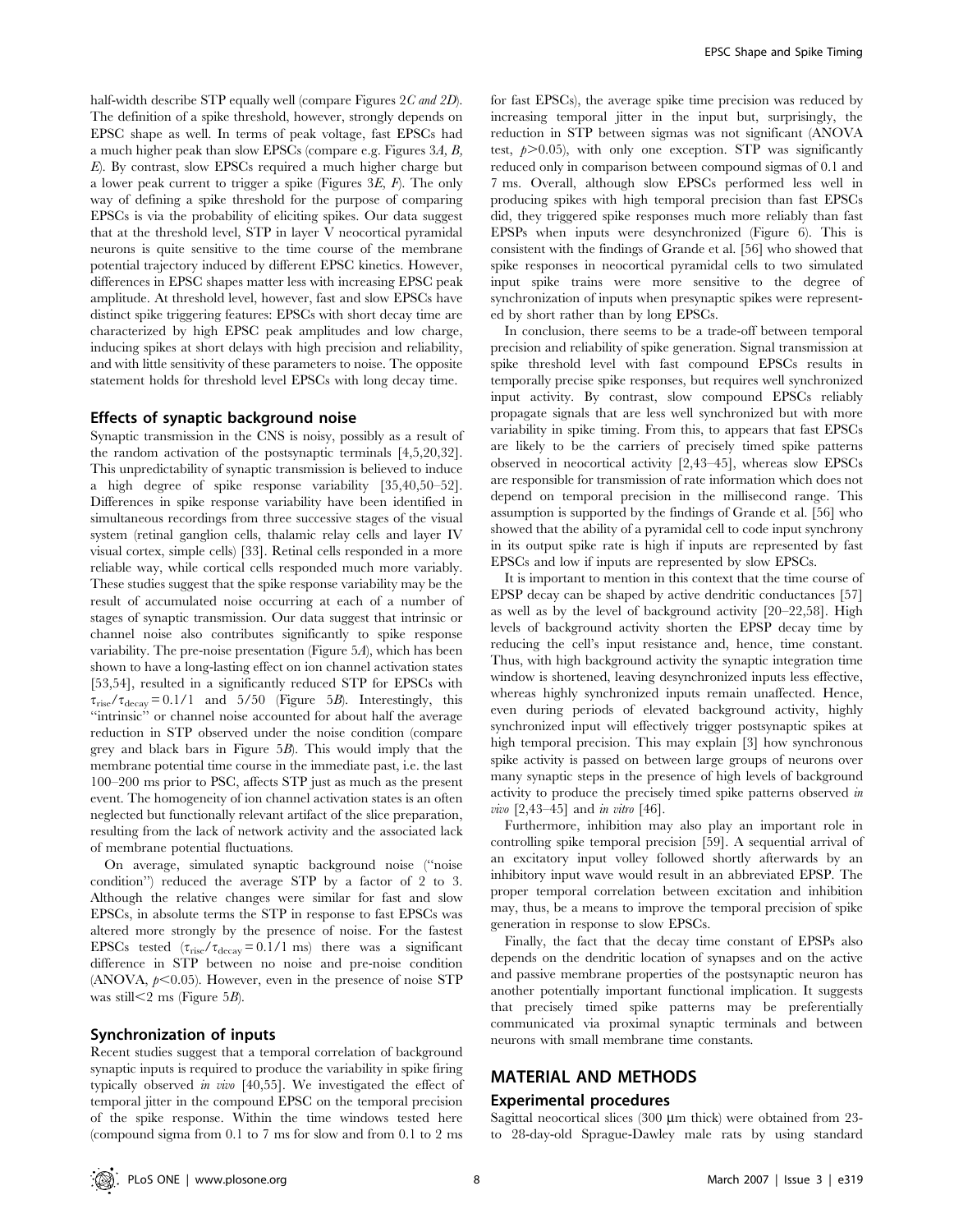half-width describe STP equally well (compare Figures 2*C and 2D*). The definition of a spike threshold, however, strongly depends on EPSC shape as well. In terms of peak voltage, fast EPSCs had a much higher peak than slow EPSCs (compare e.g. Figures 3*A*, *B*, *E*). By contrast, slow EPSCs required a much higher charge but a lower peak current to trigger a spike (Figures 3*E, F*). The only way of defining a spike threshold for the purpose of comparing EPSCs is via the probability of eliciting spikes. Our data suggest that at the threshold level, STP in layer V neocortical pyramidal neurons is quite sensitive to the time course of the membrane potential trajectory induced by different EPSC kinetics. However, differences in EPSC shapes matter less with increasing EPSC peak amplitude. At threshold level, however, fast and slow EPSCs have distinct spike triggering features: EPSCs with short decay time are characterized by high EPSC peak amplitudes and low charge, inducing spikes at short delays with high precision and reliability, and with little sensitivity of these parameters to noise. The opposite statement holds for threshold level EPSCs with long decay time.

### Effects of synaptic background noise

Synaptic transmission in the CNS is noisy, possibly as a result of the random activation of the postsynaptic terminals [4,5,20,32]. This unpredictability of synaptic transmission is believed to induce a high degree of spike response variability [35,40,50–52]. Differences in spike response variability have been identified in simultaneous recordings from three successive stages of the visual system (retinal ganglion cells, thalamic relay cells and layer IV visual cortex, simple cells) [33]. Retinal cells responded in a more reliable way, while cortical cells responded much more variably. These studies suggest that the spike response variability may be the result of accumulated noise occurring at each of a number of stages of synaptic transmission. Our data suggest that intrinsic or channel noise also contributes significantly to spike response variability. The pre-noise presentation (Figure 5*A*), which has been shown to have a long-lasting effect on ion channel activation states [53,54], resulted in a significantly reduced STP for EPSCs with $\tau_{rise}/\tau_{decay} = 0.1/1$ and 5/50 (Figure 5*B*). Interestingly, this "intrinsic" or channel noise accounted for about half the average reduction in STP observed under the noise condition (compare grey and black bars in Figure 5*B*). This would imply that the membrane potential time course in the immediate past, i.e. the last 100–200 ms prior to PSC, affects STP just as much as the present event. The homogeneity of ion channel activation states is an often neglected but functionally relevant artifact of the slice preparation, resulting from the lack of network activity and the associated lack of membrane potential fluctuations.

On average, simulated synaptic background noise ("noise condition") reduced the average STP by a factor of 2 to 3. Although the relative changes were similar for fast and slow EPSCs, in absolute terms the STP in response to fast EPSCs was altered more strongly by the presence of noise. For the fastest EPSCs tested ($\tau_{rise}/\tau_{decay} = 0.1/1$ ms) there was a significant difference in STP between no noise and pre-noise condition (ANOVA, $p<0.05$). However, even in the presence of noise STP was still $<2$ ms (Figure 5*B*).

### Synchronization of inputs

Recent studies suggest that a temporal correlation of background synaptic inputs is required to produce the variability in spike firing typically observed *in vivo* [40,55]. We investigated the effect of temporal jitter in the compound EPSC on the temporal precision of the spike response. Within the time windows tested here (compound sigma from 0.1 to 7 ms for slow and from 0.1 to 2 ms for fast EPSCs), the average spike time precision was reduced by increasing temporal jitter in the input but, surprisingly, the reduction in STP between sigmas was not significant (ANOVA test, $p>0.05$), with only one exception. STP was significantly reduced only in comparison between compound sigmas of 0.1 and 7 ms. Overall, although slow EPSCs performed less well in producing spikes with high temporal precision than fast EPSCs did, they triggered spike responses much more reliably than fast EPSPs when inputs were desynchronized (Figure 6). This is consistent with the findings of Grande et al. [56] who showed that spike responses in neocortical pyramidal cells to two simulated input spike trains were more sensitive to the degree of synchronization of inputs when presynaptic spikes were represented by short rather than by long EPSCs.

In conclusion, there seems to be a trade-off between temporal precision and reliability of spike generation. Signal transmission at spike threshold level with fast compound EPSCs results in temporally precise spike responses, but requires well synchronized input activity. By contrast, slow compound EPSCs reliably propagate signals that are less well synchronized but with more variability in spike timing. From this, to appears that fast EPSCs are likely to be the carriers of precisely timed spike patterns observed in neocortical activity [2,43–45], whereas slow EPSCs are responsible for transmission of rate information which does not depend on temporal precision in the millisecond range. This assumption is supported by the findings of Grande et al. [56] who showed that the ability of a pyramidal cell to code input synchrony in its output spike rate is high if inputs are represented by fast EPSCs and low if inputs are represented by slow EPSCs.

It is important to mention in this context that the time course of EPSP decay can be shaped by active dendritic conductances [57] as well as by the level of background activity [20–22,58]. High levels of background activity shorten the EPSP decay time by reducing the cell's input resistance and, hence, time constant. Thus, with high background activity the synaptic integration time window is shortened, leaving desynchronized inputs less effective, whereas highly synchronized inputs remain unaffected. Hence, even during periods of elevated background activity, highly synchronized input will effectively trigger postsynaptic spikes at high temporal precision. This may explain [3] how synchronous spike activity is passed on between large groups of neurons over many synaptic steps in the presence of high levels of background activity to produce the precisely timed spike patterns observed *in vivo* [2,43–45] and *in vitro* [46].

Furthermore, inhibition may also play an important role in controlling spike temporal precision [59]. A sequential arrival of an excitatory input volley followed shortly afterwards by an inhibitory input wave would result in an abbreviated EPSP. The proper temporal correlation between excitation and inhibition may, thus, be a means to improve the temporal precision of spike generation in response to slow EPSCs.

Finally, the fact that the decay time constant of EPSPs also depends on the dendritic location of synapses and on the active and passive membrane properties of the postsynaptic neuron has another potentially important functional implication. It suggests that precisely timed spike patterns may be preferentially communicated via proximal synaptic terminals and between neurons with small membrane time constants.

## MATERIAL AND METHODS

### Experimental procedures

Sagittal neocortical slices (300 µm thick) were obtained from 23- to 28-day-old Sprague-Dawley male rats by using standard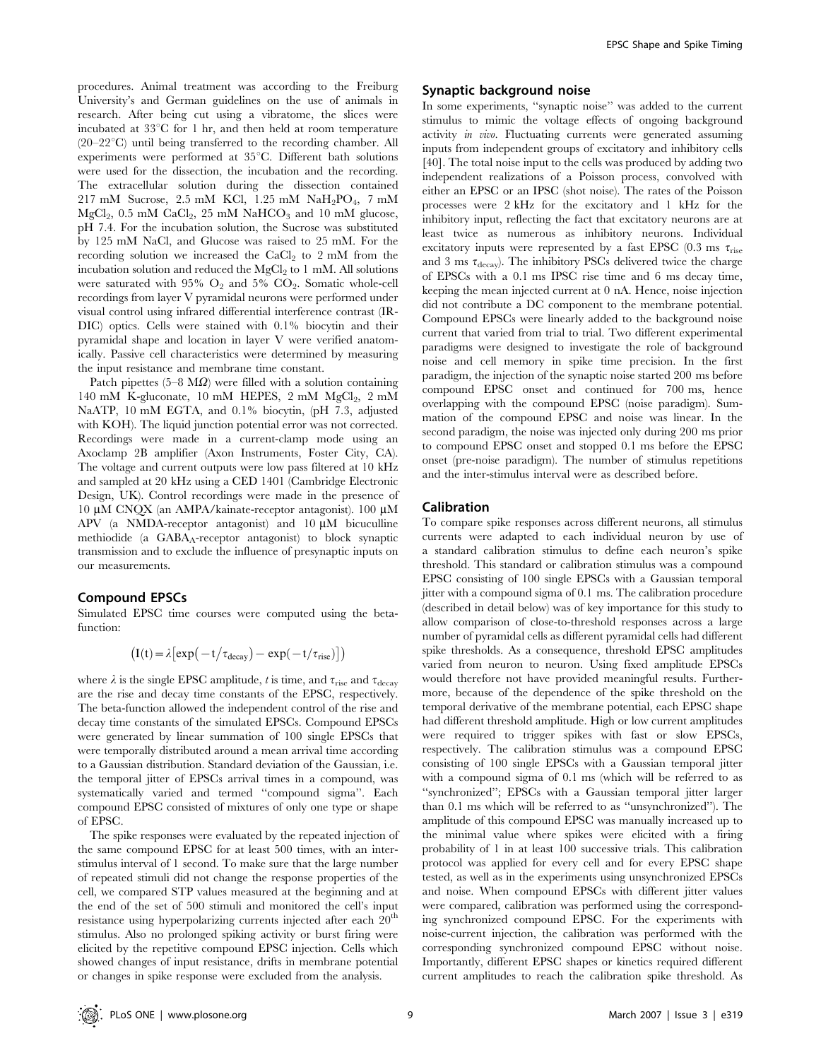procedures. Animal treatment was according to the Freiburg University's and German guidelines on the use of animals in research. After being cut using a vibratome, the slices were incubated at 33°C for 1 hr, and then held at room temperature (20–22°C) until being transferred to the recording chamber. All experiments were performed at 35°C. Different bath solutions were used for the dissection, the incubation and the recording. The extracellular solution during the dissection contained 217 mM Sucrose, 2.5 mM KCl, 1.25 mM $NaH_2PO_4$, 7 mM $MgCl_2$, 0.5 mM $CaCl_2$, 25 mM $NaHCO_3$ and 10 mM glucose, pH 7.4. For the incubation solution, the Sucrose was substituted by 125 mM NaCl, and Glucose was raised to 25 mM. For the recording solution we increased the $CaCl_2$ to 2 mM from the incubation solution and reduced the $MgCl_2$ to 1 mM. All solutions were saturated with 95% $O_2$ and 5% $CO_2$. Somatic whole-cell recordings from layer V pyramidal neurons were performed under visual control using infrared differential interference contrast (IR-DIC) optics. Cells were stained with 0.1% biocytin and their pyramidal shape and location in layer V were verified anatomically. Passive cell characteristics were determined by measuring the input resistance and membrane time constant.

Patch pipettes (5–8 MΩ) were filled with a solution containing 140 mM K-gluconate, 10 mM HEPES, 2 mM $MgCl_2$, 2 mM NaATP, 10 mM EGTA, and 0.1% biocytin, (pH 7.3, adjusted with KOH). The liquid junction potential error was not corrected. Recordings were made in a current-clamp mode using an Axoclamp 2B amplifier (Axon Instruments, Foster City, CA). The voltage and current outputs were low pass filtered at 10 kHz and sampled at 20 kHz using a CED 1401 (Cambridge Electronic Design, UK). Control recordings were made in the presence of 10 µM CNQX (an AMPA/kainate-receptor antagonist). 100 µM APV (a NMDA-receptor antagonist) and 10 µM bicuculline methiodide (a $GABA_A$-receptor antagonist) to block synaptic transmission and to exclude the influence of presynaptic inputs on our measurements.

## Compound EPSCs

Simulated EPSC time courses were computed using the beta-function:

$$\left(\mathrm{I}(t)=\lambda\left[\exp\left(-t/\tau_{\mathrm{decay}}\right)-\exp\left(-t/\tau_{\mathrm{rise}}\right)\right]\right)$$

where $\lambda$ is the single EPSC amplitude, $t$ is time, and $\tau_{rise}$ and $\tau_{decay}$ are the rise and decay time constants of the EPSC, respectively. The beta-function allowed the independent control of the rise and decay time constants of the simulated EPSCs. Compound EPSCs were generated by linear summation of 100 single EPSCs that were temporally distributed around a mean arrival time according to a Gaussian distribution. Standard deviation of the Gaussian, i.e. the temporal jitter of EPSCs arrival times in a compound, was systematically varied and termed "compound sigma". Each compound EPSC consisted of mixtures of only one type or shape of EPSC.

The spike responses were evaluated by the repeated injection of the same compound EPSC for at least 500 times, with an inter-stimulus interval of 1 second. To make sure that the large number of repeated stimuli did not change the response properties of the cell, we compared STP values measured at the beginning and at the end of the set of 500 stimuli and monitored the cell's input resistance using hyperpolarizing currents injected after each $20^{th}$ stimulus. Also no prolonged spiking activity or burst firing were elicited by the repetitive compound EPSC injection. Cells which showed changes of input resistance, drifts in membrane potential or changes in spike response were excluded from the analysis.

## Synaptic background noise

In some experiments, "synaptic noise" was added to the current stimulus to mimic the voltage effects of ongoing background activity *in vivo*. Fluctuating currents were generated assuming inputs from independent groups of excitatory and inhibitory cells [40]. The total noise input to the cells was produced by adding two independent realizations of a Poisson process, convolved with either an EPSC or an IPSC (shot noise). The rates of the Poisson processes were 2 kHz for the excitatory and 1 kHz for the inhibitory input, reflecting the fact that excitatory neurons are at least twice as numerous as inhibitory neurons. Individual excitatory inputs were represented by a fast EPSC (0.3 ms $\tau_{rise}$ and 3 ms $\tau_{decay}$). The inhibitory PSCs delivered twice the charge of EPSCs with a 0.1 ms IPSC rise time and 6 ms decay time, keeping the mean injected current at 0 nA. Hence, noise injection did not contribute a DC component to the membrane potential. Compound EPSCs were linearly added to the background noise current that varied from trial to trial. Two different experimental paradigms were designed to investigate the role of background noise and cell memory in spike time precision. In the first paradigm, the injection of the synaptic noise started 200 ms before compound EPSC onset and continued for 700 ms, hence overlapping with the compound EPSC (noise paradigm). Summation of the compound EPSC and noise was linear. In the second paradigm, the noise was injected only during 200 ms prior to compound EPSC onset and stopped 0.1 ms before the EPSC onset (pre-noise paradigm). The number of stimulus repetitions and the inter-stimulus interval were as described before.

## Calibration

To compare spike responses across different neurons, all stimulus currents were adapted to each individual neuron by use of a standard calibration stimulus to define each neuron's spike threshold. This standard or calibration stimulus was a compound EPSC consisting of 100 single EPSCs with a Gaussian temporal jitter with a compound sigma of 0.1 ms. The calibration procedure (described in detail below) was of key importance for this study to allow comparison of close-to-threshold responses across a large number of pyramidal cells as different pyramidal cells had different spike thresholds. As a consequence, threshold EPSC amplitudes varied from neuron to neuron. Using fixed amplitude EPSCs would therefore not have provided meaningful results. Furthermore, because of the dependence of the spike threshold on the temporal derivative of the membrane potential, each EPSC shape had different threshold amplitude. High or low current amplitudes were required to trigger spikes with fast or slow EPSCs, respectively. The calibration stimulus was a compound EPSC consisting of 100 single EPSCs with a Gaussian temporal jitter with a compound sigma of 0.1 ms (which will be referred to as "synchronized"; EPSCs with a Gaussian temporal jitter larger than 0.1 ms which will be referred to as "unsynchronized"). The amplitude of this compound EPSC was manually increased up to the minimal value where spikes were elicited with a firing probability of 1 in at least 100 successive trials. This calibration protocol was applied for every cell and for every EPSC shape tested, as well as in the experiments using unsynchronized EPSCs and noise. When compound EPSCs with different jitter values were compared, calibration was performed using the corresponding synchronized compound EPSC. For the experiments with noise-current injection, the calibration was performed with the corresponding synchronized compound EPSC without noise. Importantly, different EPSC shapes or kinetics required different current amplitudes to reach the calibration spike threshold. As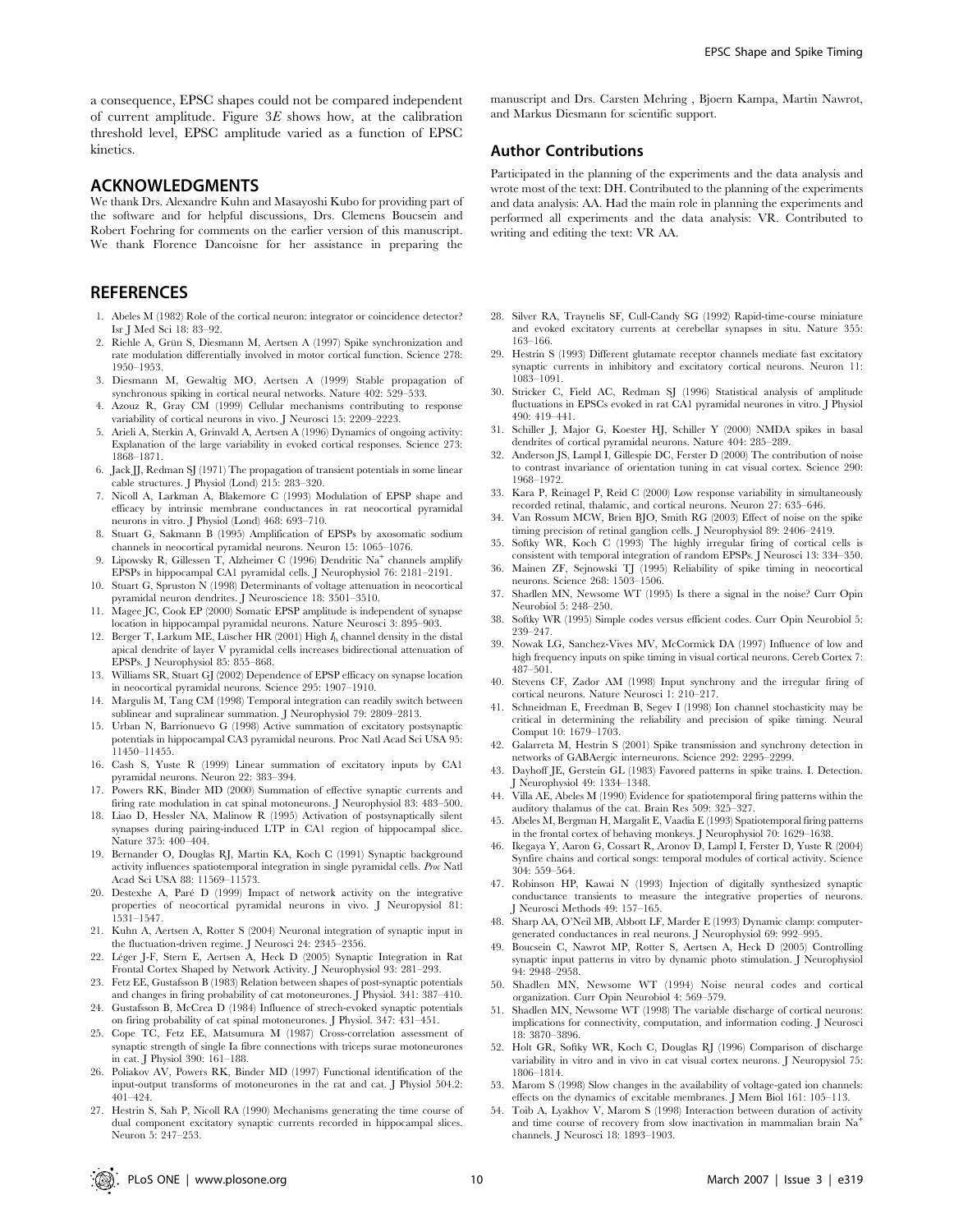a consequence, EPSC shapes could not be compared independent of current amplitude. Figure 3E shows how, at the calibration threshold level, EPSC amplitude varied as a function of EPSC kinetics.

## ACKNOWLEDGMENTS

We thank Drs. Alexandre Kuhn and Masayoshi Kubo for providing part of the software and for helpful discussions, Drs. Clemens Boucsein and Robert Foehring for comments on the earlier version of this manuscript. We thank Florence Dancoisne for her assistance in preparing the manuscript and Drs. Carsten Mehring , Bjoern Kampa, Martin Nawrot, and Markus Diesmann for scientific support.

### Author Contributions

Participated in the planning of the experiments and the data analysis and wrote most of the text: DH. Contributed to the planning of the experiments and data analysis: AA. Had the main role in planning the experiments and performed all experiments and the data analysis: VR. Contributed to writing and editing the text: VR AA.

## REFERENCES

1. Abeles M (1982) Role of the cortical neuron: integrator or coincidence detector? Isr J Med Sci 18: 83–92.
2. Riehle A, Grün S, Diesmann M, Aertsen A (1997) Spike synchronization and rate modulation differentially involved in motor cortical function. Science 278: 1950–1953.
3. Diesmann M, Gewaltig MO, Aertsen A (1999) Stable propagation of synchronous spiking in cortical neural networks. Nature 402: 529–533.
4. Azouz R, Gray CM (1999) Cellular mechanisms contributing to response variability of cortical neurons in vivo. J Neurosci 15: 2209–2223.
5. Arieli A, Sterkin A, Grinvald A, Aertsen A (1996) Dynamics of ongoing activity: Explanation of the large variability in evoked cortical responses. Science 273: 1868–1871.
6. Jack JJ, Redman SJ (1971) The propagation of transient potentials in some linear cable structures. J Physiol (Lond) 215: 283–320.
7. Nicoll A, Larkman A, Blakemore C (1993) Modulation of EPSP shape and efficacy by intrinsic membrane conductances in rat neocortical pyramidal neurons in vitro. J Physiol (Lond) 468: 693–710.
8. Stuart G, Sakmann B (1995) Amplification of EPSPs by axosomatic sodium channels in neocortical pyramidal neurons. Neuron 15: 1065–1076.
9. Lipowsky R, Gillessen T, Alzheimer C (1996) Dendritic $Na^{+}$ channels amplify EPSPs in hippocampal CA1 pyramidal cells. J Neurophysiol 76: 2181–2191.
10. Stuart G, Spruston N (1998) Determinants of voltage attenuation in neocortical pyramidal neuron dendrites. J Neuroscience 18: 3501–3510.
11. Magee JC, Cook EP (2000) Somatic EPSP amplitude is independent of synapse location in hippocampal pyramidal neurons. Nature Neurosci 3: 895–903.
12. Berger T, Larkum ME, Lüscher HR (2001) High $I_h$ channel density in the distal apical dendrite of layer V pyramidal cells increases bidirectional attenuation of EPSPs. J Neurophysiol 85: 855–868.
13. Williams SR, Stuart GJ (2002) Dependence of EPSP efficacy on synapse location in neocortical pyramidal neurons. Science 295: 1907–1910.
14. Margulis M, Tang CM (1998) Temporal integration can readily switch between sublinear and supralinear summation. J Neurophysiol 79: 2809–2813.
15. Urban N, Barrionuevo G (1998) Active summation of excitatory postsynaptic potentials in hippocampal CA3 pyramidal neurons. Proc Natl Acad Sci USA 95: 11450–11455.
16. Cash S, Yuste R (1999) Linear summation of excitatory inputs by CA1 pyramidal neurons. Neuron 22: 383–394.
17. Powers RK, Binder MD (2000) Summation of effective synaptic currents and firing rate modulation in cat spinal motoneurons. J Neurophysiol 83: 483–500.
18. Liao D, Hessler NA, Malinow R (1995) Activation of postsynaptically silent synapses during pairing-induced LTP in CA1 region of hippocampal slice. Nature 375: 400–404.
19. Bernander O, Douglas RJ, Martin KA, Koch C (1991) Synaptic background activity influences spatiotemporal integration in single pyramidal cells. *Proc* Natl Acad Sci USA 88: 11569–11573.
20. Destexhe A, Paré D (1999) Impact of network activity on the integrative properties of neocortical pyramidal neurons in vivo. J Neuropysiol 81: 1531–1547.
21. Kuhn A, Aertsen A, Rotter S (2004) Neuronal integration of synaptic input in the fluctuation-driven regime. J Neurosci 24: 2345–2356.
22. Léger J-F, Stern E, Aertsen A, Heck D (2005) Synaptic Integration in Rat Frontal Cortex Shaped by Network Activity. J Neurophysiol 93: 281–293.
23. Fetz EE, Gustafsson B (1983) Relation between shapes of post-synaptic potentials and changes in firing probability of cat motoneurones. J Physiol. 341: 387–410.
24. Gustafsson B, McCrea D (1984) Influence of strech-evoked synaptic potentials on firing probability of cat spinal motoneurones. J Physiol. 347: 431–451.
25. Cope TC, Fetz EE, Matsumura M (1987) Cross-correlation assessment of synaptic strength of single Ia fibre connections with triceps surae motoneurones in cat. J Physiol 390: 161–188.
26. Poliakov AV, Powers RK, Binder MD (1997) Functional identification of the input-output transforms of motoneurones in the rat and cat. J Physiol 504.2: 401–424.
27. Hestrin S, Sah P, Nicoll RA (1990) Mechanisms generating the time course of dual component excitatory synaptic currents recorded in hippocampal slices. Neuron 5: 247–253.
28. Silver RA, Traynelis SF, Cull-Candy SG (1992) Rapid-time-course miniature and evoked excitatory currents at cerebellar synapses in situ. Nature 355: 163–166.
29. Hestrin S (1993) Different glutamate receptor channels mediate fast excitatory synaptic currents in inhibitory and excitatory cortical neurons. Neuron 11: 1083–1091.
30. Stricker C, Field AC, Redman SJ (1996) Statistical analysis of amplitude fluctuations in EPSCs evoked in rat CA1 pyramidal neurones in vitro. J Physiol 490: 419–441.
31. Schiller J, Major G, Koester HJ, Schiller Y (2000) NMDA spikes in basal dendrites of cortical pyramidal neurons. Nature 404: 285–289.
32. Anderson JS, Lampl I, Gillespie DC, Ferster D (2000) The contribution of noise to contrast invariance of orientation tuning in cat visual cortex. Science 290: 1968–1972.
33. Kara P, Reinagel P, Reid C (2000) Low response variability in simultaneously recorded retinal, thalamic, and cortical neurons. Neuron 27: 635–646.
34. Van Rossum MCW, Brien BJO, Smith RG (2003) Effect of noise on the spike timing precision of retinal ganglion cells. J Neurophysiol 89: 2406–2419.
35. Softky WR, Koch C (1993) The highly irregular firing of cortical cells is consistent with temporal integration of random EPSPs. J Neurosci 13: 334–350.
36. Mainen ZF, Sejnowski TJ (1995) Reliability of spike timing in neocortical neurons. Science 268: 1503–1506.
37. Shadlen MN, Newsome WT (1995) Is there a signal in the noise? Curr Opin Neurobiol 5: 248–250.
38. Softky WR (1995) Simple codes versus efficient codes. Curr Opin Neurobiol 5: 239–247.
39. Nowak LG, Sanchez-Vives MV, McCormick DA (1997) Influence of low and high frequency inputs on spike timing in visual cortical neurons. Cereb Cortex 7: 487–501.
40. Stevens CF, Zador AM (1998) Input synchrony and the irregular firing of cortical neurons. Nature Neurosci 1: 210–217.
41. Schneidman E, Freedman B, Segev I (1998) Ion channel stochasticity may be critical in determining the reliability and precision of spike timing. Neural Comput 10: 1679–1703.
42. Galarreta M, Hestrin S (2001) Spike transmission and synchrony detection in networks of GABAergic interneurons. Science 292: 2295–2299.
43. Dayhoff JE, Gerstein GL (1983) Favored patterns in spike trains. I. Detection. J Neurophysiol 49: 1334–1348.
44. Villa AE, Abeles M (1990) Evidence for spatiotemporal firing patterns within the auditory thalamus of the cat. Brain Res 509: 325–327.
45. Abeles M, Bergman H, Margalit E, Vaadia E (1993) Spatiotemporal firing patterns in the frontal cortex of behaving monkeys. J Neurophysiol 70: 1629–1638.
46. Ikegaya Y, Aaron G, Cossart R, Aronov D, Lampl I, Ferster D, Yuste R (2004) Synfire chains and cortical songs: temporal modules of cortical activity. Science 304: 559–564.
47. Robinson HP, Kawai N (1993) Injection of digitally synthesized synaptic conductance transients to measure the integrative properties of neurons. J Neurosci Methods 49: 157–165.
48. Sharp AA, O'Neil MB, Abbott LF, Marder E (1993) Dynamic clamp: computer-generated conductances in real neurons. J Neurophysiol 69: 992–995.
49. Boucsein C, Nawrot MP, Rotter S, Aertsen A, Heck D (2005) Controlling synaptic input patterns in vitro by dynamic photo stimulation. J Neurophysiol 94: 2948–2958.
50. Shadlen MN, Newsome WT (1994) Noise neural codes and cortical organization. Curr Opin Neurobiol 4: 569–579.
51. Shadlen MN, Newsome WT (1998) The variable discharge of cortical neurons: implications for connectivity, computation, and information coding. J Neurosci 18: 3870–3896.
52. Holt GR, Softky WR, Koch C, Douglas RJ (1996) Comparison of discharge variability in vitro and in vivo in cat visual cortex neurons. J Neuropysiol 75: 1806–1814.
53. Marom S (1998) Slow changes in the availability of voltage-gated ion channels: effects on the dynamics of excitable membranes. J Mem Biol 161: 105–113.
54. Toib A, Lyakhov V, Marom S (1998) Interaction between duration of activity and time course of recovery from slow inactivation in mammalian brain $Na^{+}$ channels. J Neurosci 18: 1893–1903.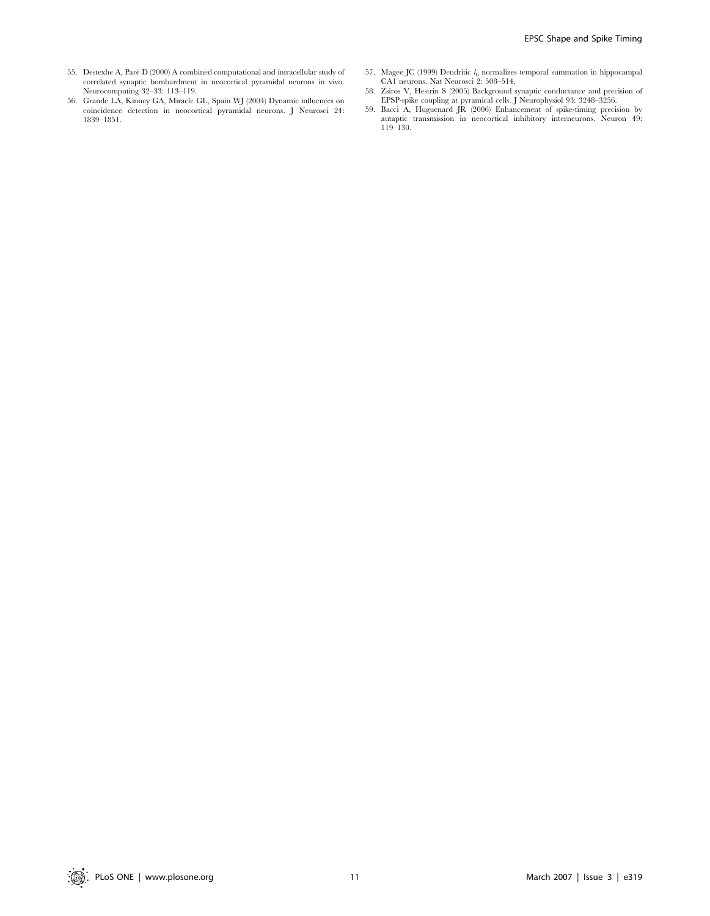55. Destexhe A, Paré D (2000) A combined computational and intracellular study of correlated synaptic bombardment in neocortical pyramidal neurons in vivo. Neurocomputing 32–33: 113–119.
56. Grande LA, Kinney GA, Miracle GL, Spain WJ (2004) Dynamic influences on coincidence detection in neocortical pyramidal neurons. J Neurosci 24: 1839–1851.
57. Magee JC (1999) Dendritic $I_h$ normalizes temporal summation in hippocampal CA1 neurons. Nat Neurosci 2: 508–514.
58. Zsiros V, Hestrin S (2005) Background synaptic conductance and precision of EPSP-spike coupling at pyramical cells. J Neurophysiol 93: 3248–3256.
59. Bacci A, Huguenard JR (2006) Enhancement of spike-timing precision by autaptic transmission in neocortical inhibitory interneurons. Neuron 49: 119–130.